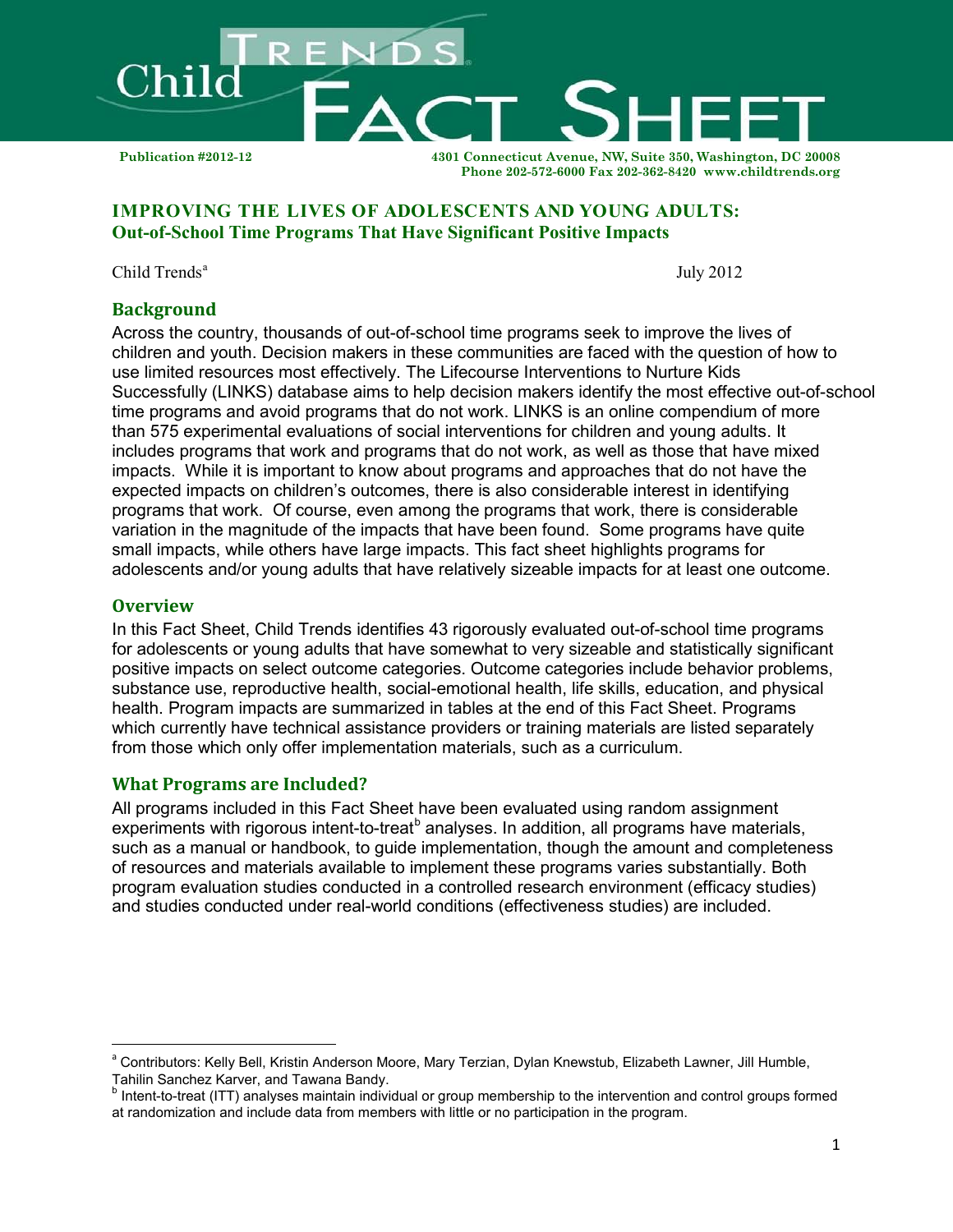# Child Trends FACT SHEET

Publication #2012-12

4301 Connecticut Avenue, NW, Suite 350, Washington, DC 20008
Phone 202-572-6000 Fax 202-362-8420 www.childtrends.org

## IMPROVING THE LIVES OF ADOLESCENTS AND YOUNG ADULTS: Out-of-School Time Programs That Have Significant Positive Impacts

Child Trends[a]

July 2012

## Background

Across the country, thousands of out-of-school time programs seek to improve the lives of children and youth. Decision makers in these communities are faced with the question of how to use limited resources most effectively. The Lifecourse Interventions to Nurture Kids Successfully (LINKS) database aims to help decision makers identify the most effective out-of-school time programs and avoid programs that do not work. LINKS is an online compendium of more than 575 experimental evaluations of social interventions for children and young adults. It includes programs that work and programs that do not work, as well as those that have mixed impacts. While it is important to know about programs and approaches that do not have the expected impacts on children's outcomes, there is also considerable interest in identifying programs that work. Of course, even among the programs that work, there is considerable variation in the magnitude of the impacts that have been found. Some programs have quite small impacts, while others have large impacts. This fact sheet highlights programs for adolescents and/or young adults that have relatively sizeable impacts for at least one outcome.

## Overview

In this Fact Sheet, Child Trends identifies 43 rigorously evaluated out-of-school time programs for adolescents or young adults that have somewhat to very sizeable and statistically significant positive impacts on select outcome categories. Outcome categories include behavior problems, substance use, reproductive health, social-emotional health, life skills, education, and physical health. Program impacts are summarized in tables at the end of this Fact Sheet. Programs which currently have technical assistance providers or training materials are listed separately from those which only offer implementation materials, such as a curriculum.

## What Programs are Included?

All programs included in this Fact Sheet have been evaluated using random assignment experiments with rigorous intent-to-treat[b] analyses. In addition, all programs have materials, such as a manual or handbook, to guide implementation, though the amount and completeness of resources and materials available to implement these programs varies substantially. Both program evaluation studies conducted in a controlled research environment (efficacy studies) and studies conducted under real-world conditions (effectiveness studies) are included.

---

[a] Contributors: Kelly Bell, Kristin Anderson Moore, Mary Terzian, Dylan Knewstub, Elizabeth Lawner, Jill Humble, Tahilin Sanchez Karver, and Tawana Bandy.

[b] Intent-to-treat (ITT) analyses maintain individual or group membership to the intervention and control groups formed at randomization and include data from members with little or no participation in the program.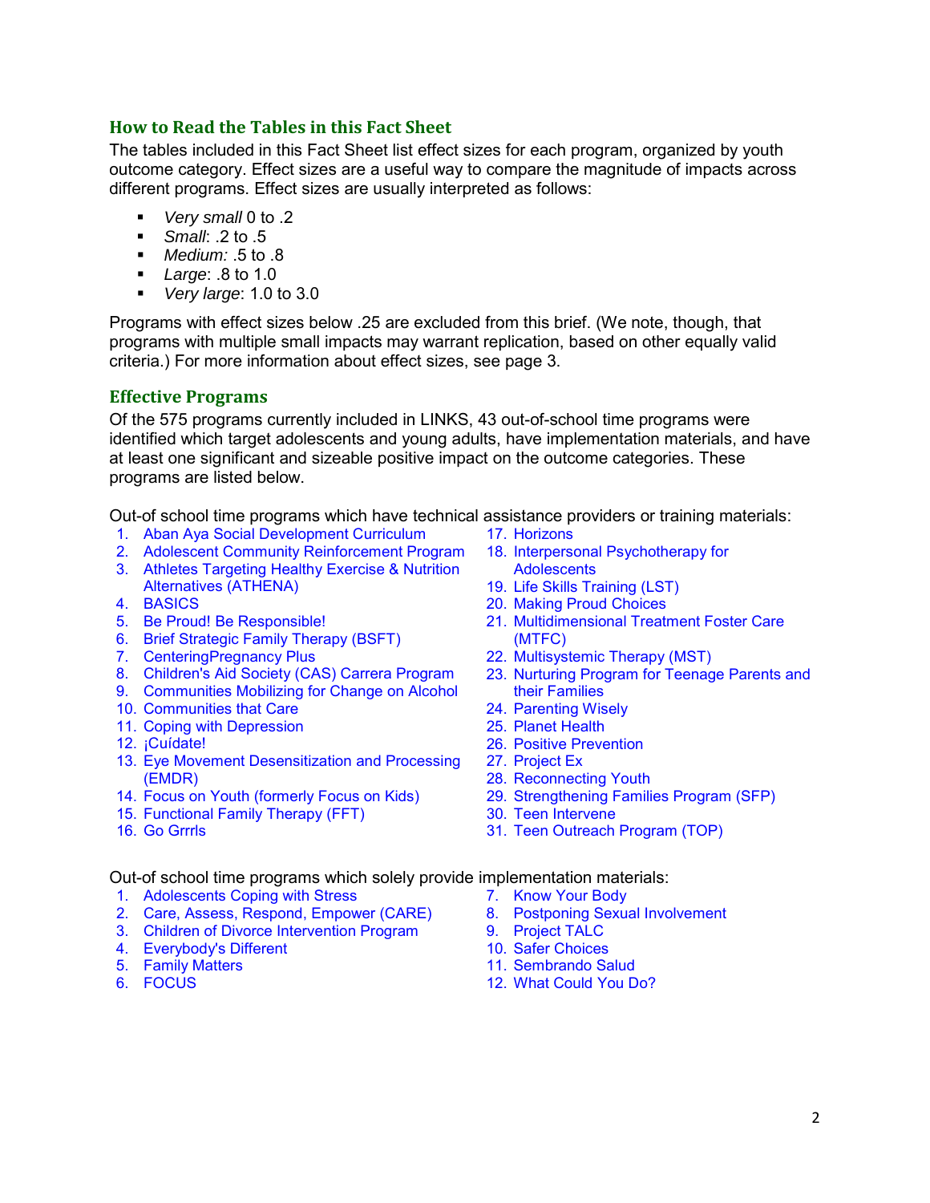## How to Read the Tables in this Fact Sheet

The tables included in this Fact Sheet list effect sizes for each program, organized by youth outcome category. Effect sizes are a useful way to compare the magnitude of impacts across different programs. Effect sizes are usually interpreted as follows:

- *Very small* 0 to .2
- *Small*: .2 to .5
- *Medium:* .5 to .8
- *Large*: .8 to 1.0
- *Very large*: 1.0 to 3.0

Programs with effect sizes below .25 are excluded from this brief. (We note, though, that programs with multiple small impacts may warrant replication, based on other equally valid criteria.) For more information about effect sizes, see page 3.

## Effective Programs

Of the 575 programs currently included in LINKS, 43 out-of-school time programs were identified which target adolescents and young adults, have implementation materials, and have at least one significant and sizeable positive impact on the outcome categories. These programs are listed below.

Out-of school time programs which have technical assistance providers or training materials:

1. Aban Aya Social Development Curriculum
2. Adolescent Community Reinforcement Program
3. Athletes Targeting Healthy Exercise & Nutrition Alternatives (ATHENA)
4. BASICS
5. Be Proud! Be Responsible!
6. Brief Strategic Family Therapy (BSFT)
7. CenteringPregnancy Plus
8. Children's Aid Society (CAS) Carrera Program
9. Communities Mobilizing for Change on Alcohol
10. Communities that Care
11. Coping with Depression
12. ¡Cuídate!
13. Eye Movement Desensitization and Processing (EMDR)
14. Focus on Youth (formerly Focus on Kids)
15. Functional Family Therapy (FFT)
16. Go Grrrls
17. Horizons
18. Interpersonal Psychotherapy for Adolescents
19. Life Skills Training (LST)
20. Making Proud Choices
21. Multidimensional Treatment Foster Care (MTFC)
22. Multisystemic Therapy (MST)
23. Nurturing Program for Teenage Parents and their Families
24. Parenting Wisely
25. Planet Health
26. Positive Prevention
27. Project Ex
28. Reconnecting Youth
29. Strengthening Families Program (SFP)
30. Teen Intervene
31. Teen Outreach Program (TOP)

Out-of school time programs which solely provide implementation materials:

1. Adolescents Coping with Stress
2. Care, Assess, Respond, Empower (CARE)
3. Children of Divorce Intervention Program
4. Everybody's Different
5. Family Matters
6. FOCUS
7. Know Your Body
8. Postponing Sexual Involvement
9. Project TALC
10. Safer Choices
11. Sembrando Salud
12. What Could You Do?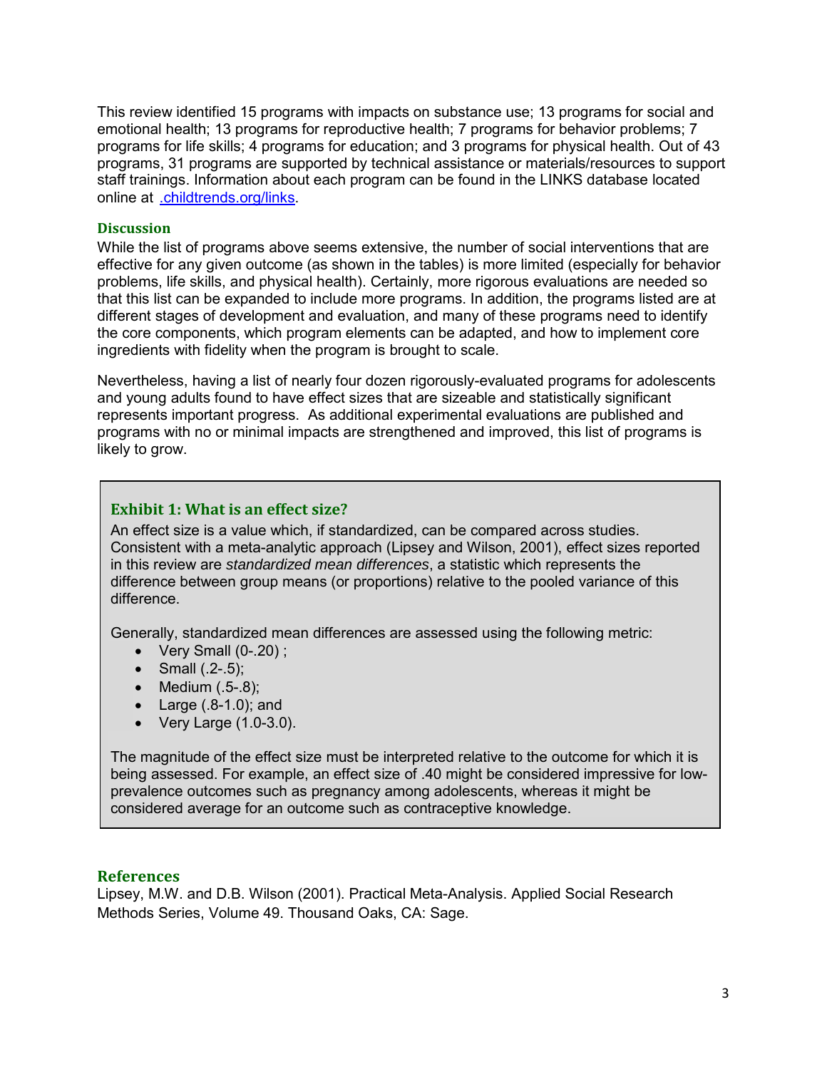This review identified 15 programs with impacts on substance use; 13 programs for social and emotional health; 13 programs for reproductive health; 7 programs for behavior problems; 7 programs for life skills; 4 programs for education; and 3 programs for physical health. Out of 43 programs, 31 programs are supported by technical assistance or materials/resources to support staff trainings. Information about each program can be found in the LINKS database located online at [.childtrends.org/links](.childtrends.org/links).

## Discussion

While the list of programs above seems extensive, the number of social interventions that are effective for any given outcome (as shown in the tables) is more limited (especially for behavior problems, life skills, and physical health). Certainly, more rigorous evaluations are needed so that this list can be expanded to include more programs. In addition, the programs listed are at different stages of development and evaluation, and many of these programs need to identify the core components, which program elements can be adapted, and how to implement core ingredients with fidelity when the program is brought to scale.

Nevertheless, having a list of nearly four dozen rigorously-evaluated programs for adolescents and young adults found to have effect sizes that are sizeable and statistically significant represents important progress. As additional experimental evaluations are published and programs with no or minimal impacts are strengthened and improved, this list of programs is likely to grow.

### Exhibit 1: What is an effect size?

An effect size is a value which, if standardized, can be compared across studies. Consistent with a meta-analytic approach (Lipsey and Wilson, 2001), effect sizes reported in this review are *standardized mean differences*, a statistic which represents the difference between group means (or proportions) relative to the pooled variance of this difference.

Generally, standardized mean differences are assessed using the following metric:

- Very Small (0-.20) ;
- Small (.2-.5);
- Medium (.5-.8);
- Large (.8-1.0); and
- Very Large (1.0-3.0).

The magnitude of the effect size must be interpreted relative to the outcome for which it is being assessed. For example, an effect size of .40 might be considered impressive for low-prevalence outcomes such as pregnancy among adolescents, whereas it might be considered average for an outcome such as contraceptive knowledge.

## References

Lipsey, M.W. and D.B. Wilson (2001). Practical Meta-Analysis. Applied Social Research Methods Series, Volume 49. Thousand Oaks, CA: Sage.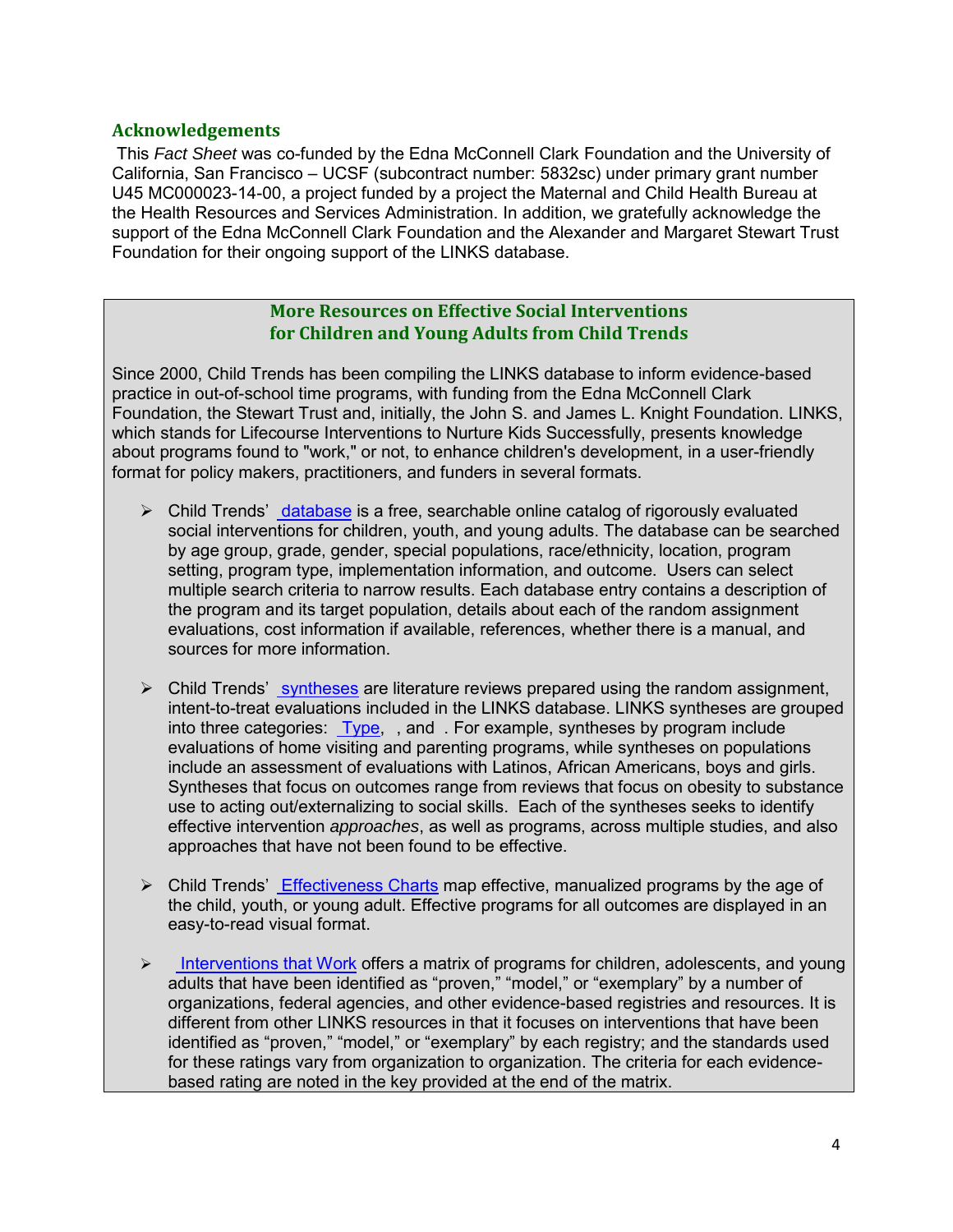## Acknowledgements

This *Fact Sheet* was co-funded by the Edna McConnell Clark Foundation and the University of California, San Francisco – UCSF (subcontract number: 5832sc) under primary grant number U45 MC000023-14-00, a project funded by a project the Maternal and Child Health Bureau at the Health Resources and Services Administration. In addition, we gratefully acknowledge the support of the Edna McConnell Clark Foundation and the Alexander and Margaret Stewart Trust Foundation for their ongoing support of the LINKS database.

### More Resources on Effective Social Interventions for Children and Young Adults from Child Trends

Since 2000, Child Trends has been compiling the LINKS database to inform evidence-based practice in out-of-school time programs, with funding from the Edna McConnell Clark Foundation, the Stewart Trust and, initially, the John S. and James L. Knight Foundation. LINKS, which stands for Lifecourse Interventions to Nurture Kids Successfully, presents knowledge about programs found to "work," or not, to enhance children's development, in a user-friendly format for policy makers, practitioners, and funders in several formats.

- Child Trends' database is a free, searchable online catalog of rigorously evaluated social interventions for children, youth, and young adults. The database can be searched by age group, grade, gender, special populations, race/ethnicity, location, program setting, program type, implementation information, and outcome. Users can select multiple search criteria to narrow results. Each database entry contains a description of the program and its target population, details about each of the random assignment evaluations, cost information if available, references, whether there is a manual, and sources for more information.

- Child Trends' syntheses are literature reviews prepared using the random assignment, intent-to-treat evaluations included in the LINKS database. LINKS syntheses are grouped into three categories: Type, , and . For example, syntheses by program include evaluations of home visiting and parenting programs, while syntheses on populations include an assessment of evaluations with Latinos, African Americans, boys and girls. Syntheses that focus on outcomes range from reviews that focus on obesity to substance use to acting out/externalizing to social skills. Each of the syntheses seeks to identify effective intervention *approaches*, as well as programs, across multiple studies, and also approaches that have not been found to be effective.

- Child Trends' Effectiveness Charts map effective, manualized programs by the age of the child, youth, or young adult. Effective programs for all outcomes are displayed in an easy-to-read visual format.

- Interventions that Work offers a matrix of programs for children, adolescents, and young adults that have been identified as "proven," "model," or "exemplary" by a number of organizations, federal agencies, and other evidence-based registries and resources. It is different from other LINKS resources in that it focuses on interventions that have been identified as "proven," "model," or "exemplary" by each registry; and the standards used for these ratings vary from organization to organization. The criteria for each evidence-based rating are noted in the key provided at the end of the matrix.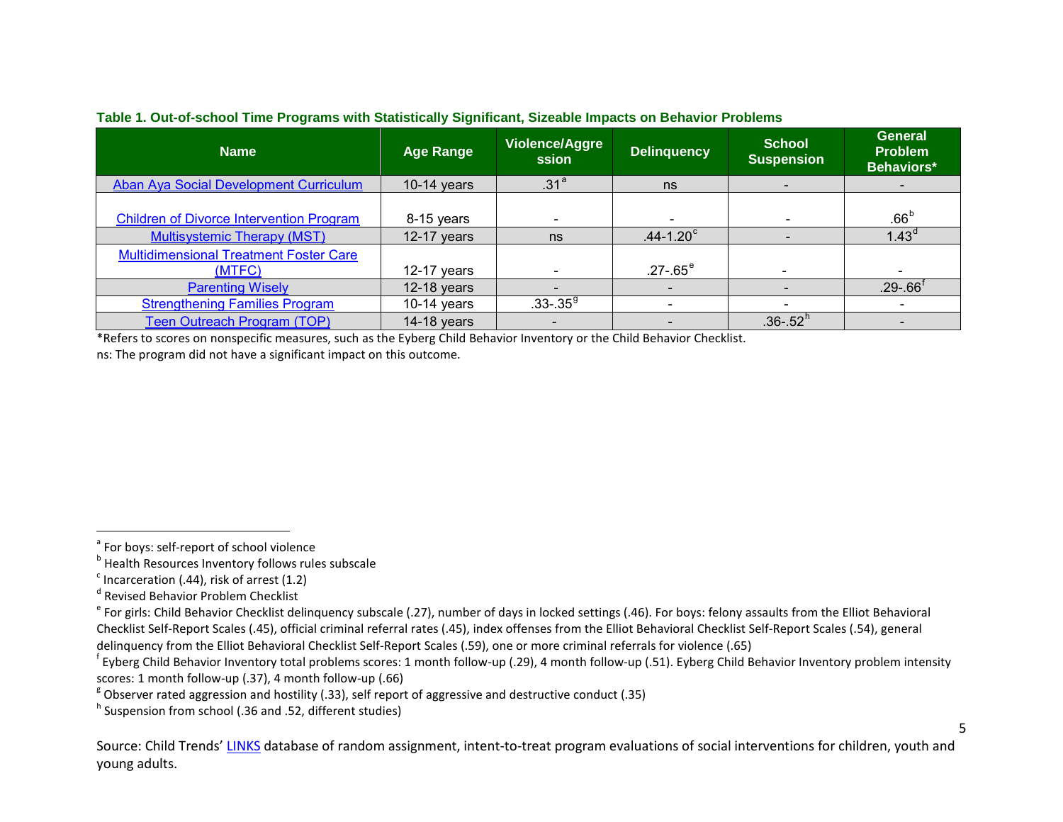**Table 1. Out-of-school Time Programs with Statistically Significant, Sizeable Impacts on Behavior Problems**

| Name | Age Range | Violence/Aggression | Delinquency | School Suspension | General Problem Behaviors* |
|---|---|---|---|---|---|
| Aban Aya Social Development Curriculum | 10-14 years | .31[a] | ns | - | - |
| Children of Divorce Intervention Program | 8-15 years | - | - | - | .66[b] |
| Multisystemic Therapy (MST) | 12-17 years | ns | .44-1.20[c] | - | 1.43[d] |
| Multidimensional Treatment Foster Care (MTFC) | 12-17 years | - | .27-.65[e] | - | - |
| Parenting Wisely | 12-18 years | - | - | - | .29-.66[f] |
| Strengthening Families Program | 10-14 years | .33-.35[g] | - | - | - |
| Teen Outreach Program (TOP) | 14-18 years | - | - | .36-.52[h] | - |

*Refers to scores on nonspecific measures, such as the Eyberg Child Behavior Inventory or the Child Behavior Checklist.

ns: The program did not have a significant impact on this outcome.

[a] For boys: self-report of school violence

[b] Health Resources Inventory follows rules subscale

[c] Incarceration (.44), risk of arrest (1.2)

[d] Revised Behavior Problem Checklist

[e] For girls: Child Behavior Checklist delinquency subscale (.27), number of days in locked settings (.46). For boys: felony assaults from the Elliot Behavioral Checklist Self-Report Scales (.45), official criminal referral rates (.45), index offenses from the Elliot Behavioral Checklist Self-Report Scales (.54), general delinquency from the Elliot Behavioral Checklist Self-Report Scales (.59), one or more criminal referrals for violence (.65)

[f] Eyberg Child Behavior Inventory total problems scores: 1 month follow-up (.29), 4 month follow-up (.51). Eyberg Child Behavior Inventory problem intensity scores: 1 month follow-up (.37), 4 month follow-up (.66)

[g] Observer rated aggression and hostility (.33), self report of aggressive and destructive conduct (.35)

[h] Suspension from school (.36 and .52, different studies)

Source: Child Trends' LINKS database of random assignment, intent-to-treat program evaluations of social interventions for children, youth and young adults.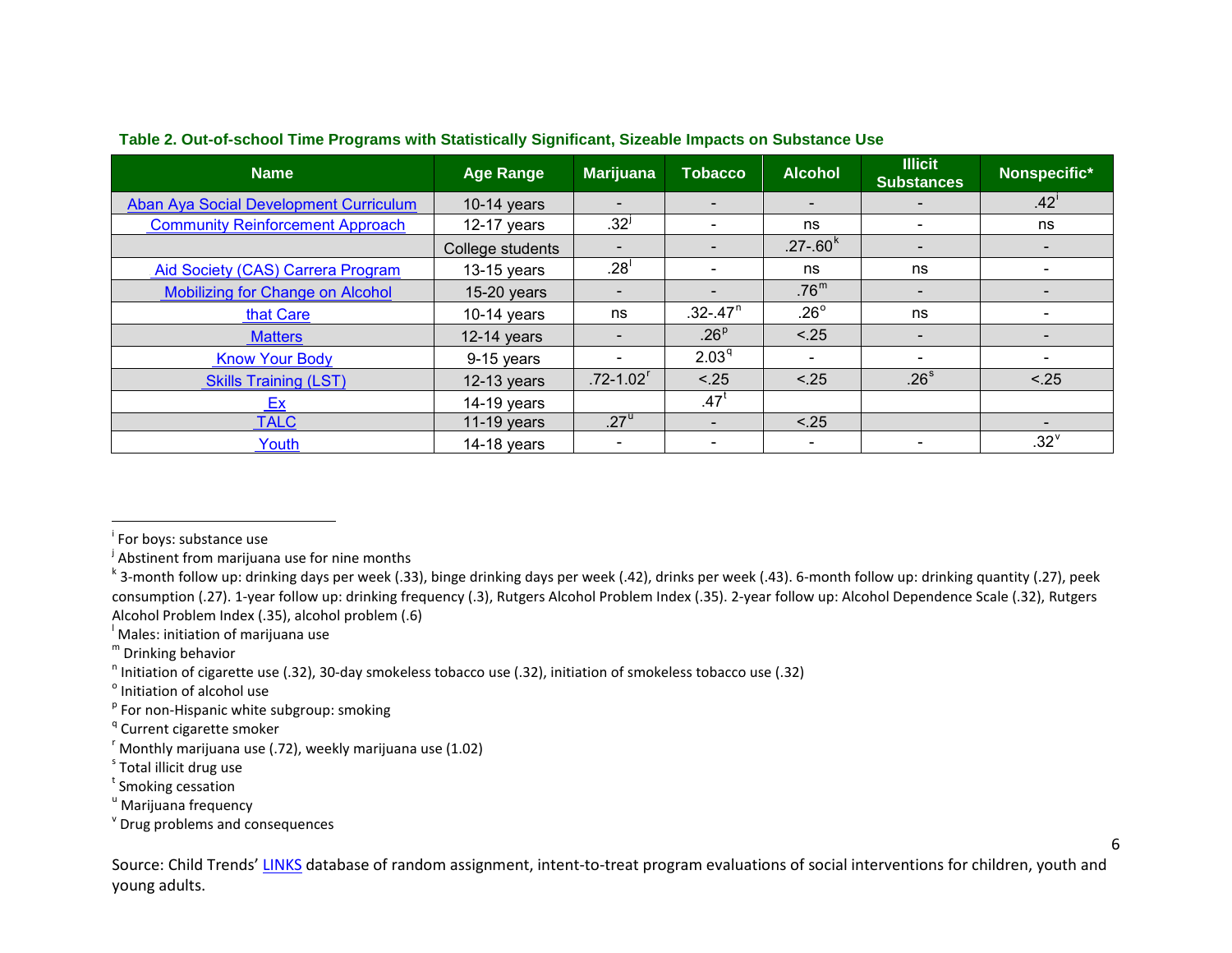**Table 2. Out-of-school Time Programs with Statistically Significant, Sizeable Impacts on Substance Use**

| Name | Age Range | Marijuana | Tobacco | Alcohol | Illicit Substances | Nonspecific* |
|---|---|---|---|---|---|---|
| Aban Aya Social Development Curriculum | 10-14 years | - | - | - | - | .42[i] |
| Community Reinforcement Approach | 12-17 years | .32[j] | - | ns | - | ns |
| | College students | - | - | .27-.60[k] | - | - |
| Aid Society (CAS) Carrera Program | 13-15 years | .28[l] | - | ns | ns | - |
| Mobilizing for Change on Alcohol | 15-20 years | - | - | .76[m] | - | - |
| that Care | 10-14 years | ns | .32-.47[n] | .26[o] | ns | - |
| Matters | 12-14 years | - | .26[p] | <.25 | - | - |
| Know Your Body | 9-15 years | - | 2.03[q] | - | - | - |
| Skills Training (LST) | 12-13 years | .72-1.02[r] | <.25 | <.25 | .26[s] | <.25 |
| Ex | 14-19 years | | .47[t] | | | |
| TALC | 11-19 years | .27[u] | - | <.25 | | - |
| Youth | 14-18 years | - | - | - | - | .32[v] |

[i] For boys: substance use

[j] Abstinent from marijuana use for nine months

[k] 3-month follow up: drinking days per week (.33), binge drinking days per week (.42), drinks per week (.43). 6-month follow up: drinking quantity (.27), peek consumption (.27). 1-year follow up: drinking frequency (.3), Rutgers Alcohol Problem Index (.35). 2-year follow up: Alcohol Dependence Scale (.32), Rutgers Alcohol Problem Index (.35), alcohol problem (.6)

[l] Males: initiation of marijuana use

[m] Drinking behavior

[n] Initiation of cigarette use (.32), 30-day smokeless tobacco use (.32), initiation of smokeless tobacco use (.32)

[o] Initiation of alcohol use

[p] For non-Hispanic white subgroup: smoking

[q] Current cigarette smoker

[r] Monthly marijuana use (.72), weekly marijuana use (1.02)

[s] Total illicit drug use

[t] Smoking cessation

[u] Marijuana frequency

[v] Drug problems and consequences

Source: Child Trends' LINKS database of random assignment, intent-to-treat program evaluations of social interventions for children, youth and young adults.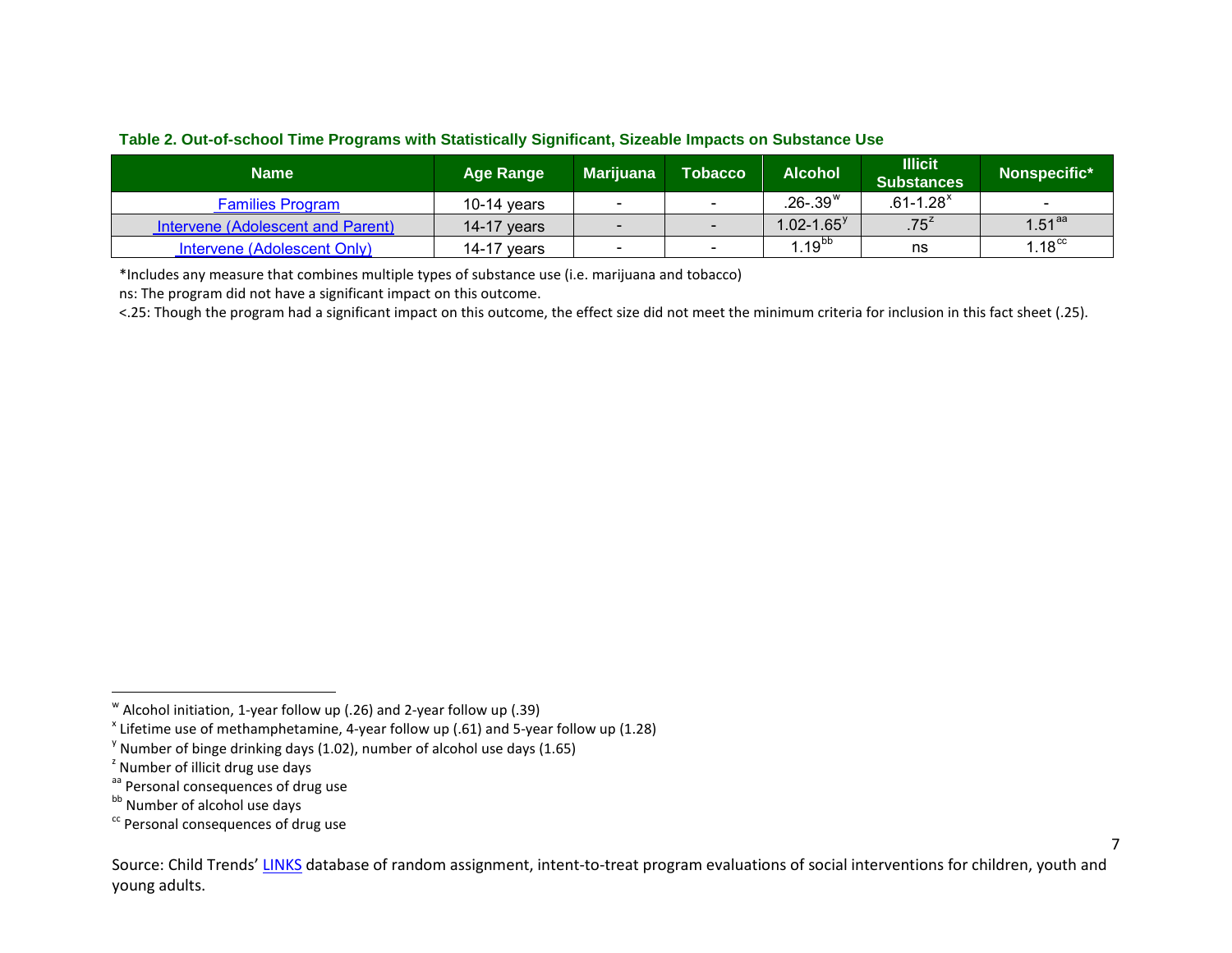**Table 2. Out-of-school Time Programs with Statistically Significant, Sizeable Impacts on Substance Use**

| Name | Age Range | Marijuana | Tobacco | Alcohol | Illicit Substances | Nonspecific* |
|---|---|---|---|---|---|---|
| Families Program | 10-14 years | - | - | .26-.39[w] | .61-1.28[x] | - |
| Intervene (Adolescent and Parent) | 14-17 years | - | - | 1.02-1.65[y] | .75[z] | 1.51[aa] |
| Intervene (Adolescent Only) | 14-17 years | - | - | 1.19[bb] | ns | 1.18[cc] |

*Includes any measure that combines multiple types of substance use (i.e. marijuana and tobacco)

ns: The program did not have a significant impact on this outcome.

<.25: Though the program had a significant impact on this outcome, the effect size did not meet the minimum criteria for inclusion in this fact sheet (.25).

[w] Alcohol initiation, 1-year follow up (.26) and 2-year follow up (.39)

[x] Lifetime use of methamphetamine, 4-year follow up (.61) and 5-year follow up (1.28)

[y] Number of binge drinking days (1.02), number of alcohol use days (1.65)

[z] Number of illicit drug use days

[aa] Personal consequences of drug use

[bb] Number of alcohol use days

[cc] Personal consequences of drug use

Source: Child Trends' LINKS database of random assignment, intent-to-treat program evaluations of social interventions for children, youth and young adults.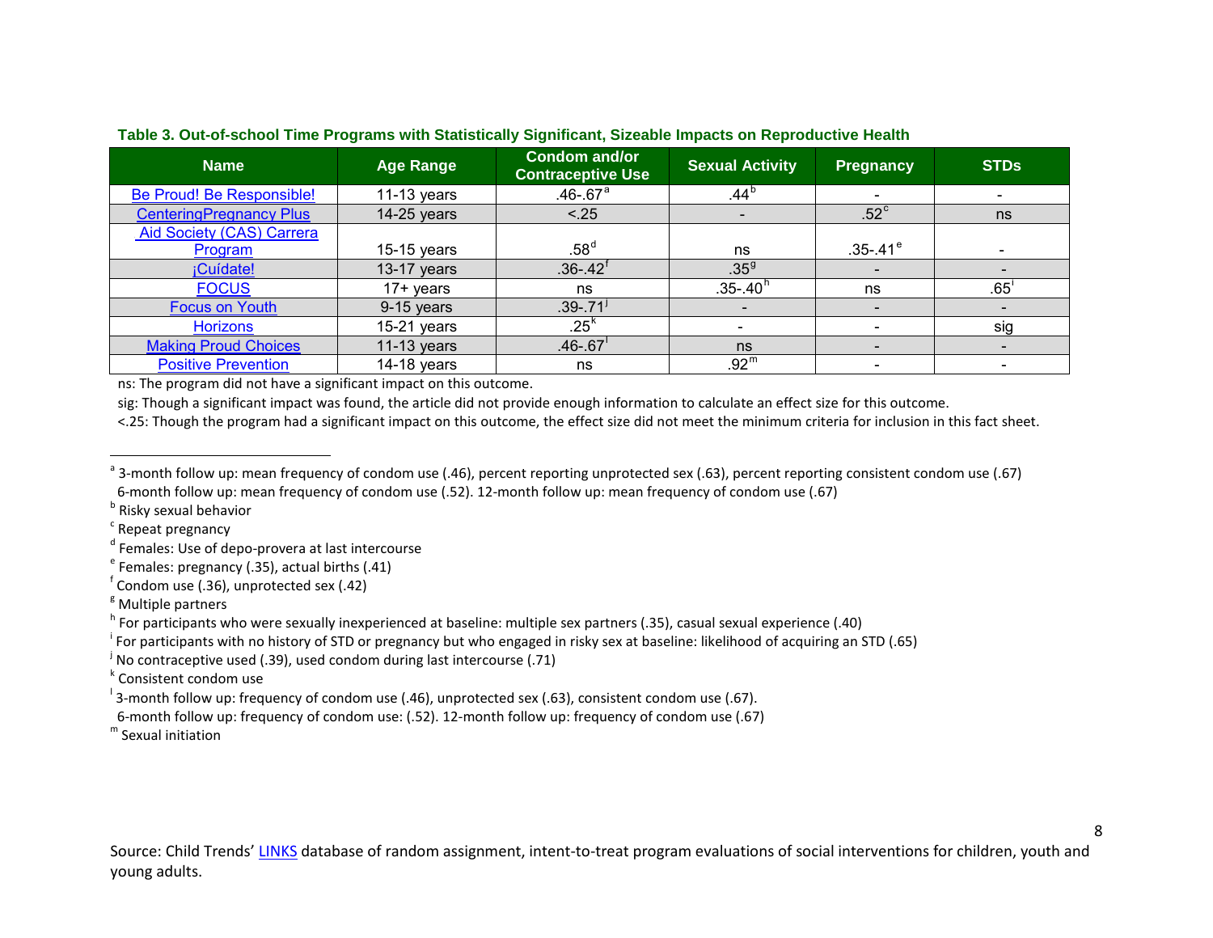**Table 3. Out-of-school Time Programs with Statistically Significant, Sizeable Impacts on Reproductive Health**

| Name | Age Range | Condom and/or Contraceptive Use | Sexual Activity | Pregnancy | STDs |
|---|---|---|---|---|---|
| Be Proud! Be Responsible! | 11-13 years | .46-.67[a] | .44[b] | - | - |
| CenteringPregnancy Plus | 14-25 years | <.25 | - | .52[c] | ns |
| Aid Society (CAS) Carrera Program | 15-15 years | .58[d] | ns | .35-.41[e] | - |
| ¡Cuídate! | 13-17 years | .36-.42[f] | .35[g] | - | - |
| FOCUS | 17+ years | ns | .35-.40[h] | ns | .65[i] |
| Focus on Youth | 9-15 years | .39-.71[j] | - | - | - |
| Horizons | 15-21 years | .25[k] | - | - | sig |
| Making Proud Choices | 11-13 years | .46-.67[l] | ns | - | - |
| Positive Prevention | 14-18 years | ns | .92[m] | - | - |

ns: The program did not have a significant impact on this outcome.

sig: Though a significant impact was found, the article did not provide enough information to calculate an effect size for this outcome.

<.25: Though the program had a significant impact on this outcome, the effect size did not meet the minimum criteria for inclusion in this fact sheet.

---

[a] 3-month follow up: mean frequency of condom use (.46), percent reporting unprotected sex (.63), percent reporting consistent condom use (.67)
6-month follow up: mean frequency of condom use (.52). 12-month follow up: mean frequency of condom use (.67)

[b] Risky sexual behavior

[c] Repeat pregnancy

[d] Females: Use of depo-provera at last intercourse

[e] Females: pregnancy (.35), actual births (.41)

[f] Condom use (.36), unprotected sex (.42)

[g] Multiple partners

[h] For participants who were sexually inexperienced at baseline: multiple sex partners (.35), casual sexual experience (.40)

[i] For participants with no history of STD or pregnancy but who engaged in risky sex at baseline: likelihood of acquiring an STD (.65)

[j] No contraceptive used (.39), used condom during last intercourse (.71)

[k] Consistent condom use

[l] 3-month follow up: frequency of condom use (.46), unprotected sex (.63), consistent condom use (.67).
6-month follow up: frequency of condom use: (.52). 12-month follow up: frequency of condom use (.67)

[m] Sexual initiation

Source: Child Trends' LINKS database of random assignment, intent-to-treat program evaluations of social interventions for children, youth and young adults.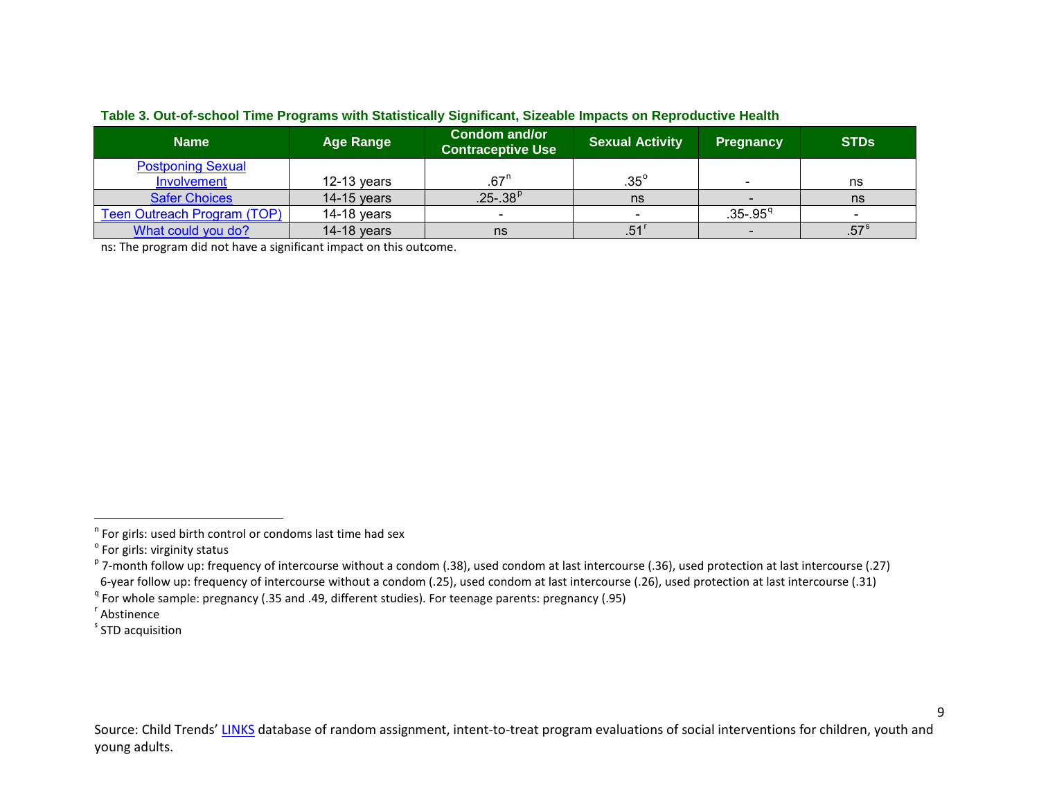**Table 3. Out-of-school Time Programs with Statistically Significant, Sizeable Impacts on Reproductive Health**

| Name | Age Range | Condom and/or Contraceptive Use | Sexual Activity | Pregnancy | STDs |
|---|---|---|---|---|---|
| Postponing Sexual Involvement | 12-13 years | .67[n] | .35[o] | - | ns |
| Safer Choices | 14-15 years | .25-.38[p] | ns | - | ns |
| Teen Outreach Program (TOP) | 14-18 years | - | - | .35-.95[q] | - |
| What could you do? | 14-18 years | ns | .51[r] | - | .57[s] |

ns: The program did not have a significant impact on this outcome.

---

[n] For girls: used birth control or condoms last time had sex

[o] For girls: virginity status

[p] 7-month follow up: frequency of intercourse without a condom (.38), used condom at last intercourse (.36), used protection at last intercourse (.27)
6-year follow up: frequency of intercourse without a condom (.25), used condom at last intercourse (.26), used protection at last intercourse (.31)

[q] For whole sample: pregnancy (.35 and .49, different studies). For teenage parents: pregnancy (.95)

[r] Abstinence

[s] STD acquisition

Source: Child Trends' LINKS database of random assignment, intent-to-treat program evaluations of social interventions for children, youth and young adults.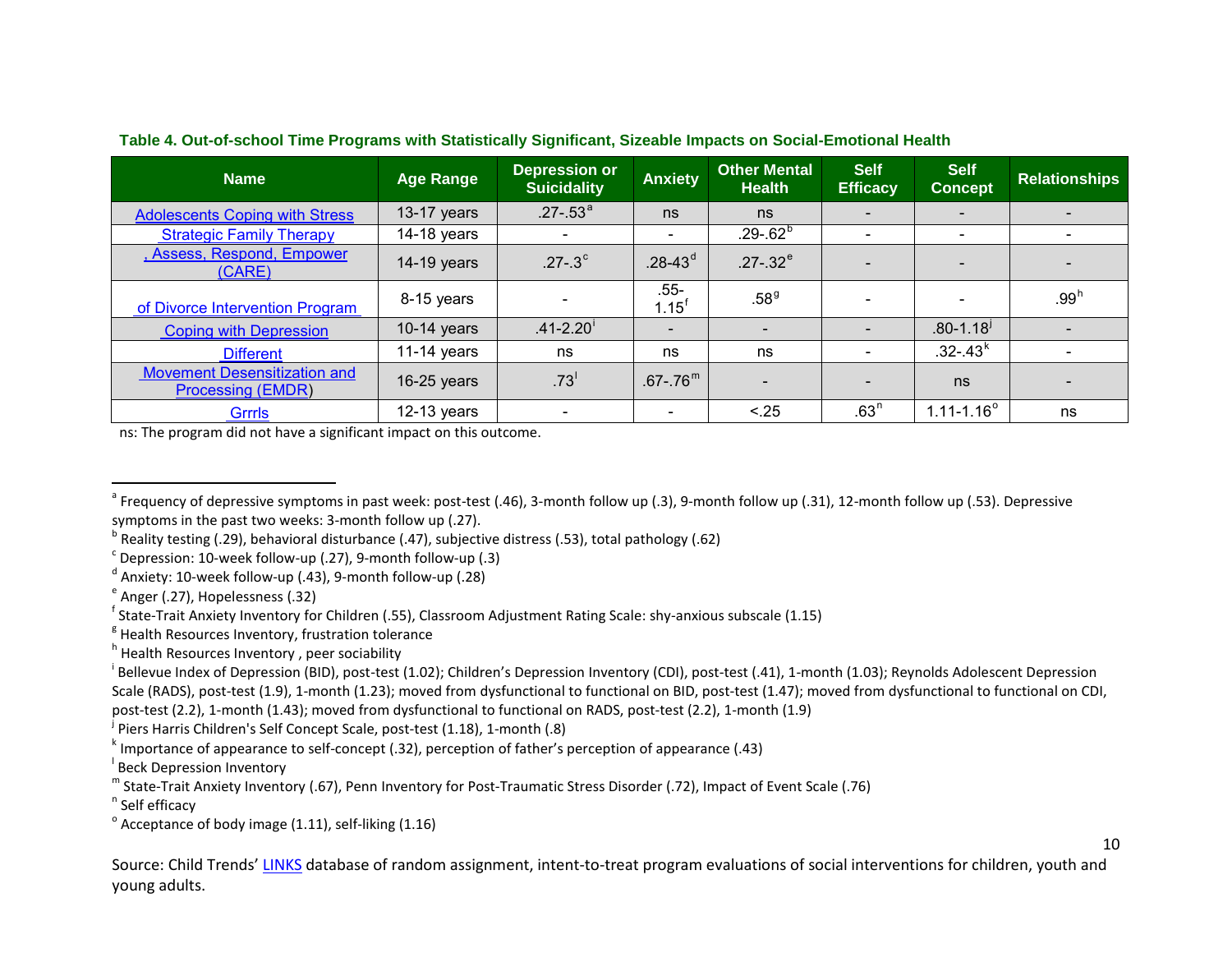**Table 4. Out-of-school Time Programs with Statistically Significant, Sizeable Impacts on Social-Emotional Health**

| Name | Age Range | Depression or Suicidality | Anxiety | Other Mental Health | Self Efficacy | Self Concept | Relationships |
|---|---|---|---|---|---|---|---|
| Adolescents Coping with Stress | 13-17 years | .27-.53[a] | ns | ns | - | - | - |
| Strategic Family Therapy | 14-18 years | - | - | .29-.62[b] | - | - | - |
| , Assess, Respond, Empower (CARE) | 14-19 years | .27-.3[c] | .28-43[d] | .27-.32[e] | - | - | - |
| of Divorce Intervention Program | 8-15 years | - | .55-1.15[f] | .58[g] | - | - | .99[h] |
| Coping with Depression | 10-14 years | .41-2.20[i] | - | - | - | .80-1.18[j] | - |
| Different | 11-14 years | ns | ns | ns | - | .32-.43[k] | - |
| Movement Desensitization and Processing (EMDR) | 16-25 years | .73[l] | .67-.76[m] | - | - | ns | - |
| Grrrls | 12-13 years | - | - | <.25 | .63[n] | 1.11-1.16[o] | ns |

ns: The program did not have a significant impact on this outcome.

---

[a] Frequency of depressive symptoms in past week: post-test (.46), 3-month follow up (.3), 9-month follow up (.31), 12-month follow up (.53). Depressive symptoms in the past two weeks: 3-month follow up (.27).

[b] Reality testing (.29), behavioral disturbance (.47), subjective distress (.53), total pathology (.62)

[c] Depression: 10-week follow-up (.27), 9-month follow-up (.3)

[d] Anxiety: 10-week follow-up (.43), 9-month follow-up (.28)

[e] Anger (.27), Hopelessness (.32)

[f] State-Trait Anxiety Inventory for Children (.55), Classroom Adjustment Rating Scale: shy-anxious subscale (1.15)

[g] Health Resources Inventory, frustration tolerance

[h] Health Resources Inventory , peer sociability

[i] Bellevue Index of Depression (BID), post-test (1.02); Children's Depression Inventory (CDI), post-test (.41), 1-month (1.03); Reynolds Adolescent Depression Scale (RADS), post-test (1.9), 1-month (1.23); moved from dysfunctional to functional on BID, post-test (1.47); moved from dysfunctional to functional on CDI, post-test (2.2), 1-month (1.43); moved from dysfunctional to functional on RADS, post-test (2.2), 1-month (1.9)

[j] Piers Harris Children's Self Concept Scale, post-test (1.18), 1-month (.8)

[k] Importance of appearance to self-concept (.32), perception of father's perception of appearance (.43)

[l] Beck Depression Inventory

[m] State-Trait Anxiety Inventory (.67), Penn Inventory for Post-Traumatic Stress Disorder (.72), Impact of Event Scale (.76)

[n] Self efficacy

[o] Acceptance of body image (1.11), self-liking (1.16)

Source: Child Trends' LINKS database of random assignment, intent-to-treat program evaluations of social interventions for children, youth and young adults.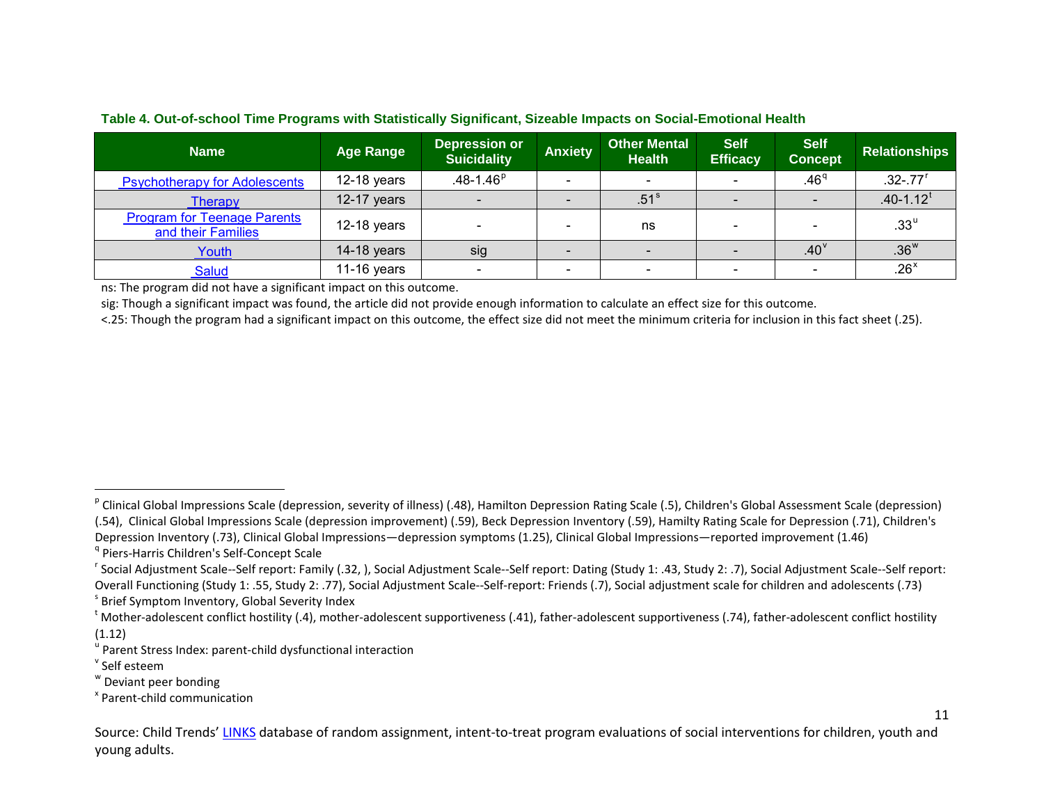**Table 4. Out-of-school Time Programs with Statistically Significant, Sizeable Impacts on Social-Emotional Health**

| Name | Age Range | Depression or Suicidality | Anxiety | Other Mental Health | Self Efficacy | Self Concept | Relationships |
|---|---|---|---|---|---|---|---|
| Psychotherapy for Adolescents | 12-18 years | .48-1.46[p] | - | - | - | .46[q] | .32-.77[r] |
| Therapy | 12-17 years | - | - | .51[s] | - | - | .40-1.12[t] |
| Program for Teenage Parents and their Families | 12-18 years | - | - | ns | - | - | .33[u] |
| Youth | 14-18 years | sig | - | - | - | .40[v] | .36[w] |
| Salud | 11-16 years | - | - | - | - | - | .26[x] |

ns: The program did not have a significant impact on this outcome.

sig: Though a significant impact was found, the article did not provide enough information to calculate an effect size for this outcome.

<.25: Though the program had a significant impact on this outcome, the effect size did not meet the minimum criteria for inclusion in this fact sheet (.25).

---

[p] Clinical Global Impressions Scale (depression, severity of illness) (.48), Hamilton Depression Rating Scale (.5), Children's Global Assessment Scale (depression) (.54), Clinical Global Impressions Scale (depression improvement) (.59), Beck Depression Inventory (.59), Hamilty Rating Scale for Depression (.71), Children's Depression Inventory (.73), Clinical Global Impressions—depression symptoms (1.25), Clinical Global Impressions—reported improvement (1.46)

[q] Piers-Harris Children's Self-Concept Scale

[r] Social Adjustment Scale--Self report: Family (.32, ), Social Adjustment Scale--Self report: Dating (Study 1: .43, Study 2: .7), Social Adjustment Scale--Self report: Overall Functioning (Study 1: .55, Study 2: .77), Social Adjustment Scale--Self-report: Friends (.7), Social adjustment scale for children and adolescents (.73)

[s] Brief Symptom Inventory, Global Severity Index

[t] Mother-adolescent conflict hostility (.4), mother-adolescent supportiveness (.41), father-adolescent supportiveness (.74), father-adolescent conflict hostility (1.12)

[u] Parent Stress Index: parent-child dysfunctional interaction

[v] Self esteem

[w] Deviant peer bonding

[x] Parent-child communication

Source: Child Trends' LINKS database of random assignment, intent-to-treat program evaluations of social interventions for children, youth and young adults.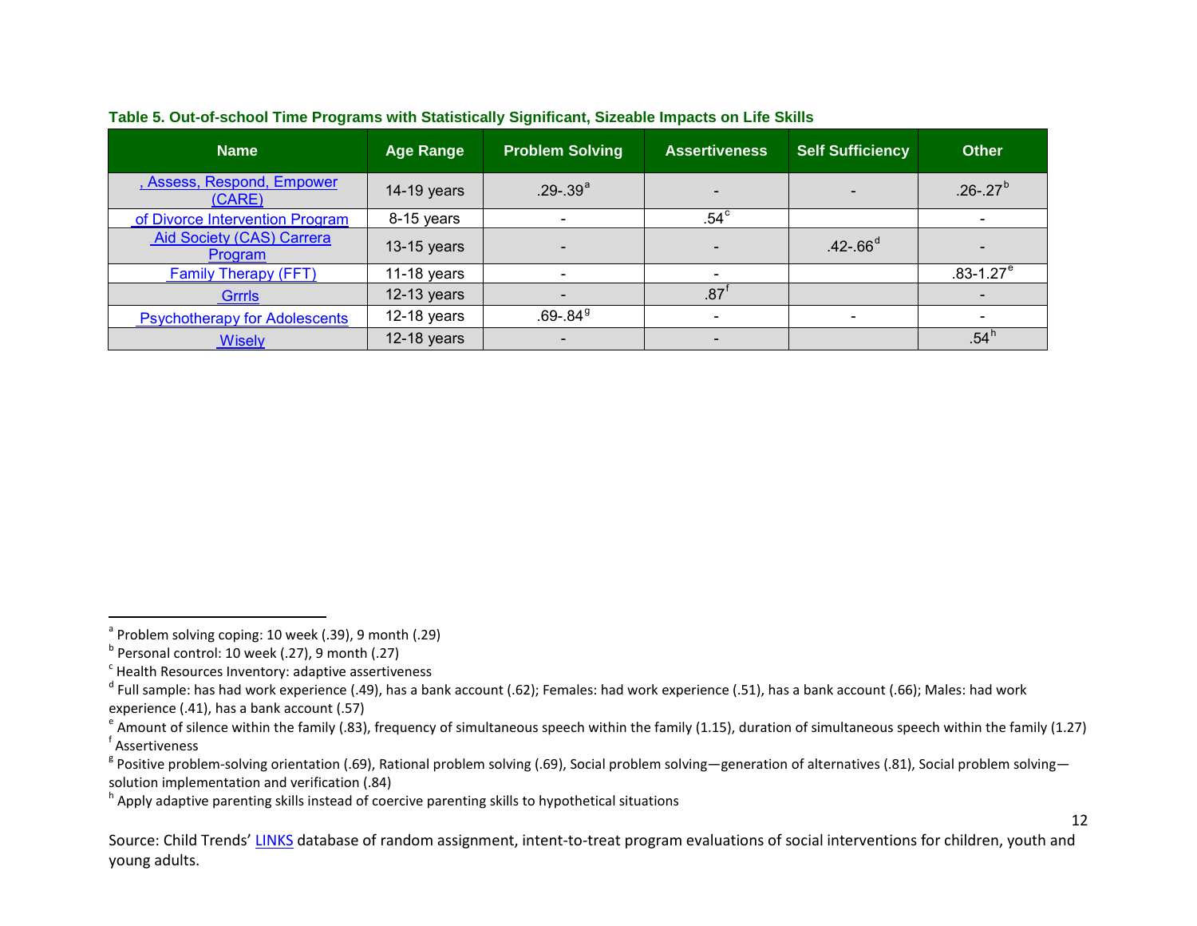**Table 5. Out-of-school Time Programs with Statistically Significant, Sizeable Impacts on Life Skills**

| Name | Age Range | Problem Solving | Assertiveness | Self Sufficiency | Other |
|---|---|---|---|---|---|
| , Assess, Respond, Empower (CARE) | 14-19 years | .29-.39[a] | - | - | .26-.27[b] |
| of Divorce Intervention Program | 8-15 years | - | .54[c] | | - |
| Aid Society (CAS) Carrera Program | 13-15 years | - | - | .42-.66[d] | - |
| Family Therapy (FFT) | 11-18 years | - | - | | .83-1.27[e] |
| Grrrls | 12-13 years | - | .87[f] | | - |
| Psychotherapy for Adolescents | 12-18 years | .69-.84[g] | - | - | - |
| Wisely | 12-18 years | - | - | | .54[h] |

[a] Problem solving coping: 10 week (.39), 9 month (.29)

[b] Personal control: 10 week (.27), 9 month (.27)

[c] Health Resources Inventory: adaptive assertiveness

[d] Full sample: has had work experience (.49), has a bank account (.62); Females: had work experience (.51), has a bank account (.66); Males: had work experience (.41), has a bank account (.57)

[e] Amount of silence within the family (.83), frequency of simultaneous speech within the family (1.15), duration of simultaneous speech within the family (1.27)

[f] Assertiveness

[g] Positive problem-solving orientation (.69), Rational problem solving (.69), Social problem solving—generation of alternatives (.81), Social problem solving—solution implementation and verification (.84)

[h] Apply adaptive parenting skills instead of coercive parenting skills to hypothetical situations

Source: Child Trends' LINKS database of random assignment, intent-to-treat program evaluations of social interventions for children, youth and young adults.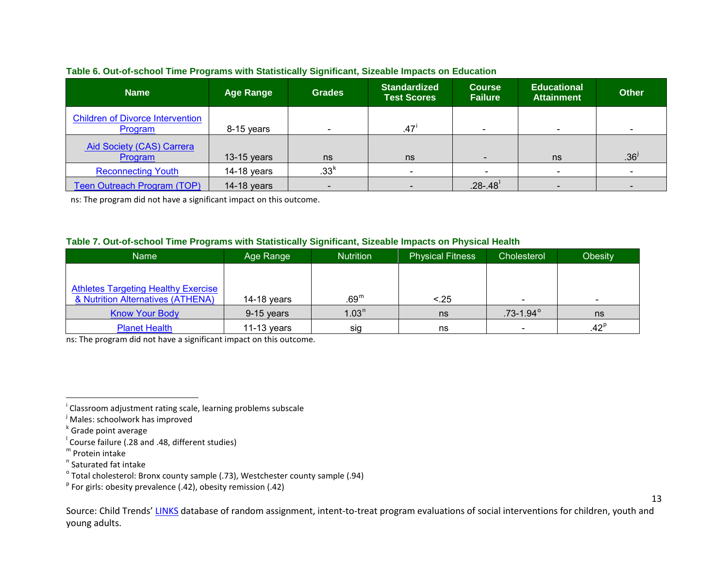**Table 6. Out-of-school Time Programs with Statistically Significant, Sizeable Impacts on Education**

| Name | Age Range | Grades | Standardized Test Scores | Course Failure | Educational Attainment | Other |
|---|---|---|---|---|---|---|
| Children of Divorce Intervention Program | 8-15 years | - | .47[i] | - | - | - |
| Aid Society (CAS) Carrera Program | 13-15 years | ns | ns | - | ns | .36[j] |
| Reconnecting Youth | 14-18 years | .33[k] | - | - | - | - |
| Teen Outreach Program (TOP) | 14-18 years | - | - | .28-.48[l] | - | - |

ns: The program did not have a significant impact on this outcome.

**Table 7. Out-of-school Time Programs with Statistically Significant, Sizeable Impacts on Physical Health**

| Name | Age Range | Nutrition | Physical Fitness | Cholesterol | Obesity |
|---|---|---|---|---|---|
| Athletes Targeting Healthy Exercise & Nutrition Alternatives (ATHENA) | 14-18 years | .69[m] | <.25 | - | - |
| Know Your Body | 9-15 years | 1.03[n] | ns | .73-1.94[o] | ns |
| Planet Health | 11-13 years | sig | ns | - | .42[p] |

ns: The program did not have a significant impact on this outcome.

---

[i] Classroom adjustment rating scale, learning problems subscale

[j] Males: schoolwork has improved

[k] Grade point average

[l] Course failure (.28 and .48, different studies)

[m] Protein intake

[n] Saturated fat intake

[o] Total cholesterol: Bronx county sample (.73), Westchester county sample (.94)

[p] For girls: obesity prevalence (.42), obesity remission (.42)

Source: Child Trends' LINKS database of random assignment, intent-to-treat program evaluations of social interventions for children, youth and young adults.